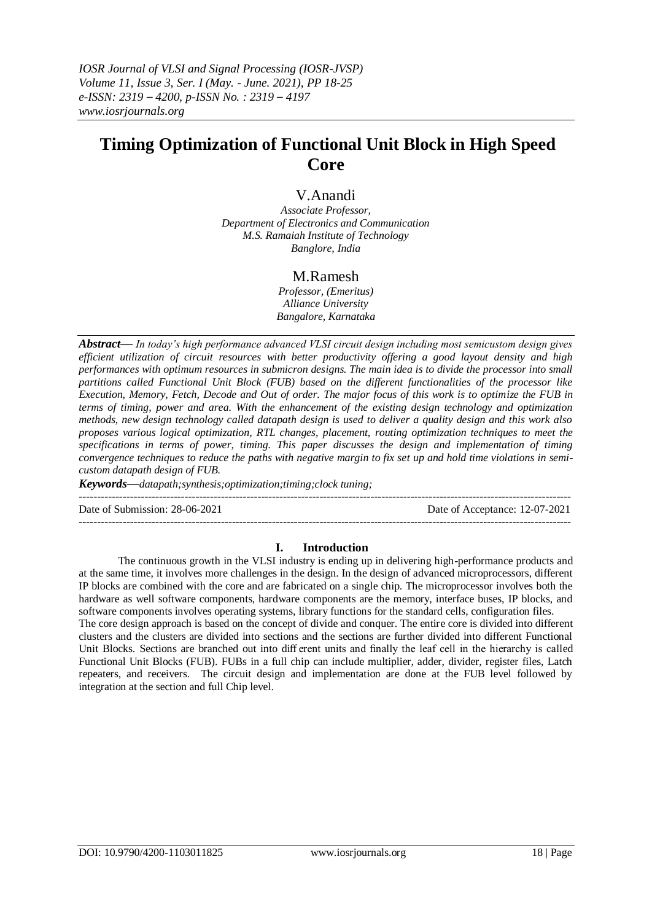# Timing Optimization of Functional Unit Block in High Speed Core

V.Anandi

*Associate Professor,*
*Department of Electronics and Communication*
*M.S. Ramaiah Institute of Technology*
*Banglore, India*

M.Ramesh

*Professor, (Emeritus)*
*Alliance University*
*Bangalore, Karnataka*

***Abstract***— *In today's high performance advanced VLSI circuit design including most semicustom design gives efficient utilization of circuit resources with better productivity offering a good layout density and high performances with optimum resources in submicron designs. The main idea is to divide the processor into small partitions called Functional Unit Block (FUB) based on the different functionalities of the processor like Execution, Memory, Fetch, Decode and Out of order. The major focus of this work is to optimize the FUB in terms of timing, power and area. With the enhancement of the existing design technology and optimization methods, new design technology called datapath design is used to deliver a quality design and this work also proposes various logical optimization, RTL changes, placement, routing optimization techniques to meet the specifications in terms of power, timing. This paper discusses the design and implementation of timing convergence techniques to reduce the paths with negative margin to fix set up and hold time violations in semi-custom datapath design of FUB.*

***Keywords***—*datapath;synthesis;optimization;timing;clock tuning;*

---

Date of Submission: 28-06-2021 | Date of Acceptance: 12-07-2021

---

## I. Introduction

The continuous growth in the VLSI industry is ending up in delivering high-performance products and at the same time, it involves more challenges in the design. In the design of advanced microprocessors, different IP blocks are combined with the core and are fabricated on a single chip. The microprocessor involves both the hardware as well software components, hardware components are the memory, interface buses, IP blocks, and software components involves operating systems, library functions for the standard cells, configuration files.

The core design approach is based on the concept of divide and conquer. The entire core is divided into different clusters and the clusters are divided into sections and the sections are further divided into different Functional Unit Blocks. Sections are branched out into different units and finally the leaf cell in the hierarchy is called Functional Unit Blocks (FUB). FUBs in a full chip can include multiplier, adder, divider, register files, Latch repeaters, and receivers. The circuit design and implementation are done at the FUB level followed by integration at the section and full Chip level.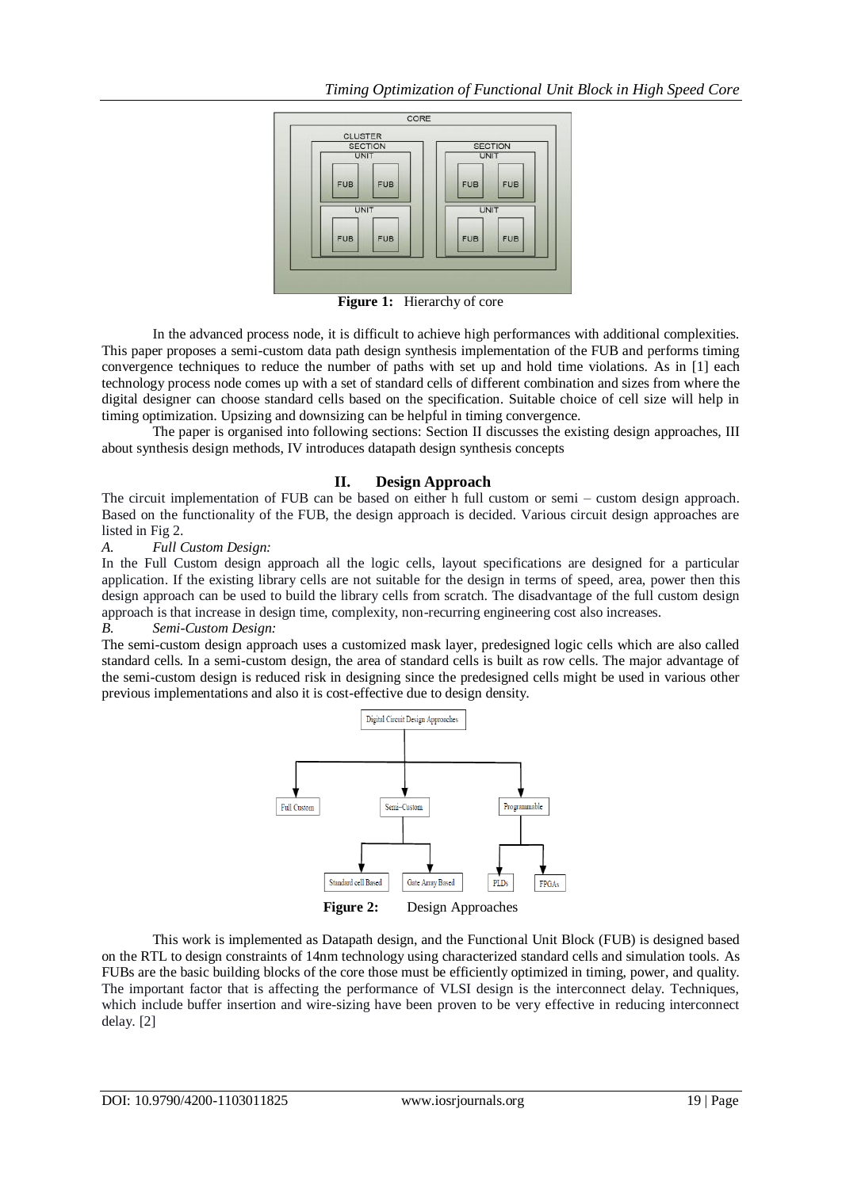Figure 1: Hierarchy of core

In the advanced process node, it is difficult to achieve high performances with additional complexities. This paper proposes a semi-custom data path design synthesis implementation of the FUB and performs timing convergence techniques to reduce the number of paths with set up and hold time violations. As in [1] each technology process node comes up with a set of standard cells of different combination and sizes from where the digital designer can choose standard cells based on the specification. Suitable choice of cell size will help in timing optimization. Upsizing and downsizing can be helpful in timing convergence.

The paper is organised into following sections: Section II discusses the existing design approaches, III about synthesis design methods, IV introduces datapath design synthesis concepts

## II. Design Approach

The circuit implementation of FUB can be based on either h full custom or semi – custom design approach. Based on the functionality of the FUB, the design approach is decided. Various circuit design approaches are listed in Fig 2.

### *A. Full Custom Design:*

In the Full Custom design approach all the logic cells, layout specifications are designed for a particular application. If the existing library cells are not suitable for the design in terms of speed, area, power then this design approach can be used to build the library cells from scratch. The disadvantage of the full custom design approach is that increase in design time, complexity, non-recurring engineering cost also increases.

### *B. Semi-Custom Design:*

The semi-custom design approach uses a customized mask layer, predesigned logic cells which are also called standard cells. In a semi-custom design, the area of standard cells is built as row cells. The major advantage of the semi-custom design is reduced risk in designing since the predesigned cells might be used in various other previous implementations and also it is cost-effective due to design density.

Figure 2: Design Approaches

This work is implemented as Datapath design, and the Functional Unit Block (FUB) is designed based on the RTL to design constraints of 14nm technology using characterized standard cells and simulation tools. As FUBs are the basic building blocks of the core those must be efficiently optimized in timing, power, and quality. The important factor that is affecting the performance of VLSI design is the interconnect delay. Techniques, which include buffer insertion and wire-sizing have been proven to be very effective in reducing interconnect delay. [2]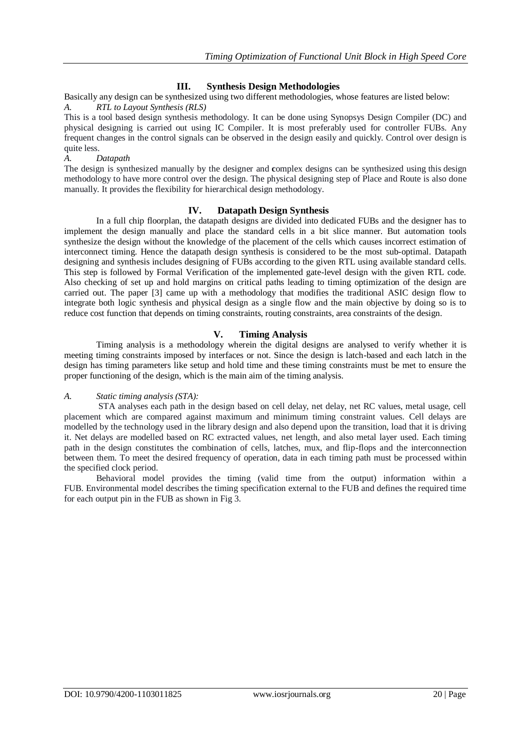## III. Synthesis Design Methodologies

Basically any design can be synthesized using two different methodologies, whose features are listed below:

### *A. RTL to Layout Synthesis (RLS)*

This is a tool based design synthesis methodology. It can be done using Synopsys Design Compiler (DC) and physical designing is carried out using IC Compiler. It is most preferably used for controller FUBs. Any frequent changes in the control signals can be observed in the design easily and quickly. Control over design is quite less.

### *A. Datapath*

The design is synthesized manually by the designer and complex designs can be synthesized using this design methodology to have more control over the design. The physical designing step of Place and Route is also done manually. It provides the flexibility for hierarchical design methodology.

## IV. Datapath Design Synthesis

In a full chip floorplan, the datapath designs are divided into dedicated FUBs and the designer has to implement the design manually and place the standard cells in a bit slice manner. But automation tools synthesize the design without the knowledge of the placement of the cells which causes incorrect estimation of interconnect timing. Hence the datapath design synthesis is considered to be the most sub-optimal. Datapath designing and synthesis includes designing of FUBs according to the given RTL using available standard cells. This step is followed by Formal Verification of the implemented gate-level design with the given RTL code. Also checking of set up and hold margins on critical paths leading to timing optimization of the design are carried out. The paper [3] came up with a methodology that modifies the traditional ASIC design flow to integrate both logic synthesis and physical design as a single flow and the main objective by doing so is to reduce cost function that depends on timing constraints, routing constraints, area constraints of the design.

## V. Timing Analysis

Timing analysis is a methodology wherein the digital designs are analysed to verify whether it is meeting timing constraints imposed by interfaces or not. Since the design is latch-based and each latch in the design has timing parameters like setup and hold time and these timing constraints must be met to ensure the proper functioning of the design, which is the main aim of the timing analysis.

### *A. Static timing analysis (STA):*

STA analyses each path in the design based on cell delay, net delay, net RC values, metal usage, cell placement which are compared against maximum and minimum timing constraint values. Cell delays are modelled by the technology used in the library design and also depend upon the transition, load that it is driving it. Net delays are modelled based on RC extracted values, net length, and also metal layer used. Each timing path in the design constitutes the combination of cells, latches, mux, and flip-flops and the interconnection between them. To meet the desired frequency of operation, data in each timing path must be processed within the specified clock period.

Behavioral model provides the timing (valid time from the output) information within a FUB. Environmental model describes the timing specification external to the FUB and defines the required time for each output pin in the FUB as shown in Fig 3.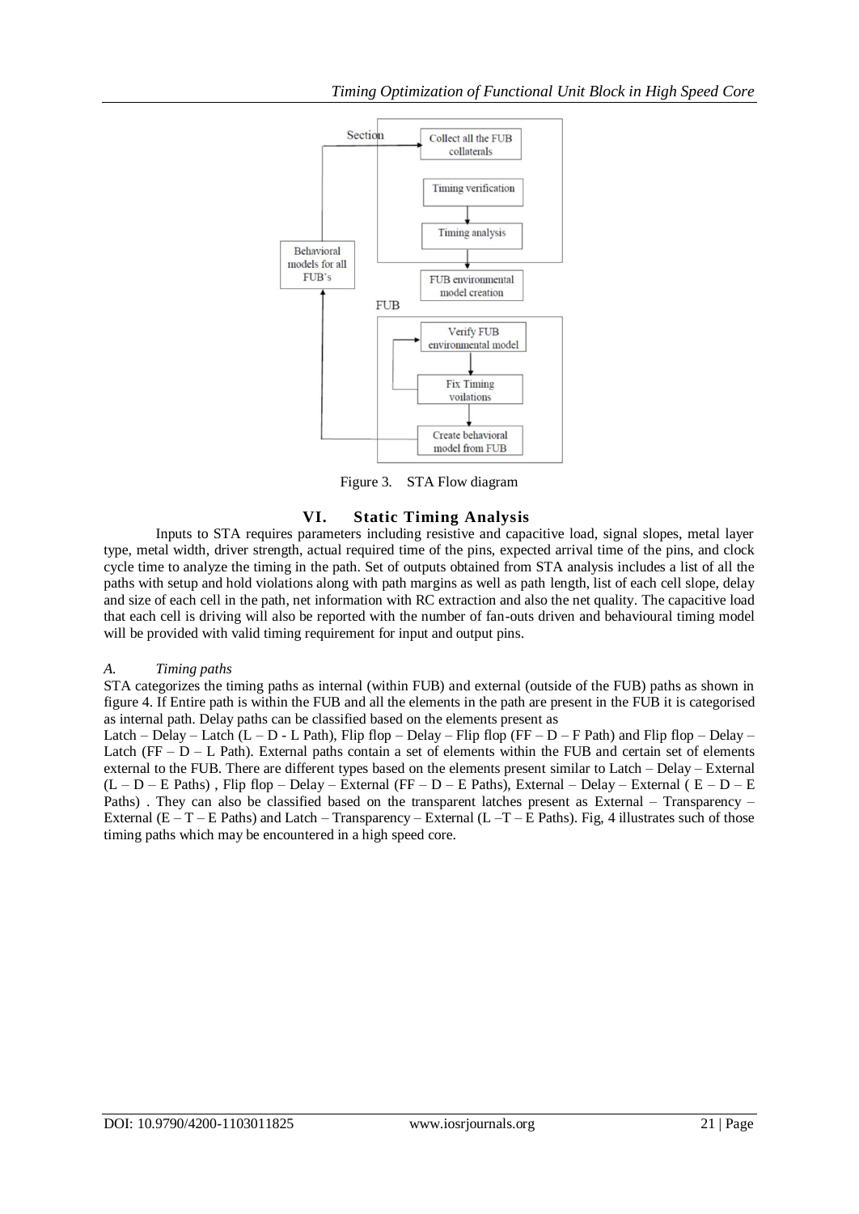Figure 3. STA Flow diagram

## VI. Static Timing Analysis

Inputs to STA requires parameters including resistive and capacitive load, signal slopes, metal layer type, metal width, driver strength, actual required time of the pins, expected arrival time of the pins, and clock cycle time to analyze the timing in the path. Set of outputs obtained from STA analysis includes a list of all the paths with setup and hold violations along with path margins as well as path length, list of each cell slope, delay and size of each cell in the path, net information with RC extraction and also the net quality. The capacitive load that each cell is driving will also be reported with the number of fan-outs driven and behavioural timing model will be provided with valid timing requirement for input and output pins.

### *A. Timing paths*

STA categorizes the timing paths as internal (within FUB) and external (outside of the FUB) paths as shown in figure 4. If Entire path is within the FUB and all the elements in the path are present in the FUB it is categorised as internal path. Delay paths can be classified based on the elements present as Latch – Delay – Latch (L – D - L Path), Flip flop – Delay – Flip flop (FF – D – F Path) and Flip flop – Delay – Latch (FF – D – L Path). External paths contain a set of elements within the FUB and certain set of elements external to the FUB. There are different types based on the elements present similar to Latch – Delay – External (L – D – E Paths) , Flip flop – Delay – External (FF – D – E Paths), External – Delay – External ( E – D – E Paths) . They can also be classified based on the transparent latches present as External – Transparency – External (E – T – E Paths) and Latch – Transparency – External (L –T – E Paths). Fig, 4 illustrates such of those timing paths which may be encountered in a high speed core.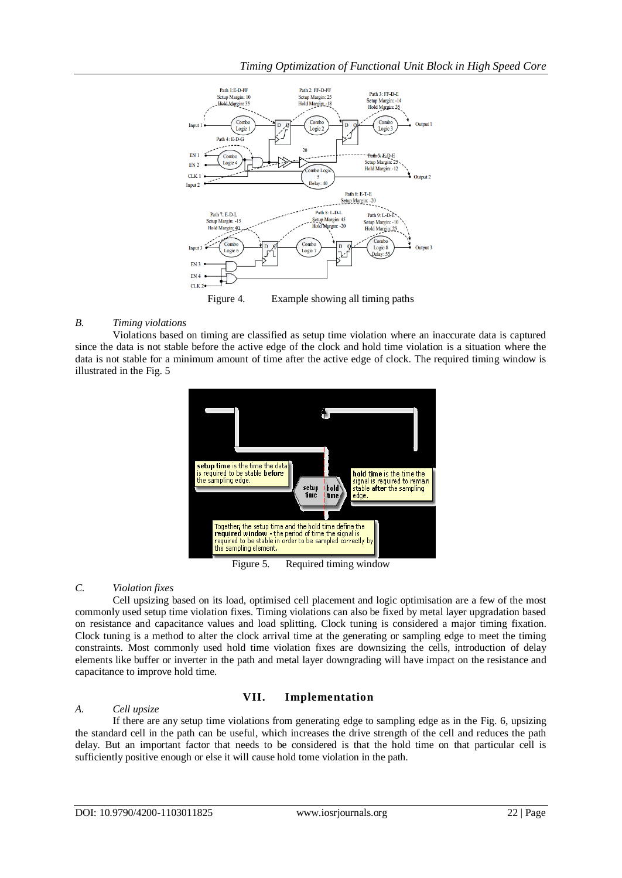Figure 4. Example showing all timing paths

### B. *Timing violations*

Violations based on timing are classified as setup time violation where an inaccurate data is captured since the data is not stable before the active edge of the clock and hold time violation is a situation where the data is not stable for a minimum amount of time after the active edge of clock. The required timing window is illustrated in the Fig. 5

Figure 5. Required timing window

### C. *Violation fixes*

Cell upsizing based on its load, optimised cell placement and logic optimisation are a few of the most commonly used setup time violation fixes. Timing violations can also be fixed by metal layer upgradation based on resistance and capacitance values and load splitting. Clock tuning is considered a major timing fixation. Clock tuning is a method to alter the clock arrival time at the generating or sampling edge to meet the timing constraints. Most commonly used hold time violation fixes are downsizing the cells, introduction of delay elements like buffer or inverter in the path and metal layer downgrading will have impact on the resistance and capacitance to improve hold time.

## VII. Implementation

### A. *Cell upsize*

If there are any setup time violations from generating edge to sampling edge as in the Fig. 6, upsizing the standard cell in the path can be useful, which increases the drive strength of the cell and reduces the path delay. But an important factor that needs to be considered is that the hold time on that particular cell is sufficiently positive enough or else it will cause hold tome violation in the path.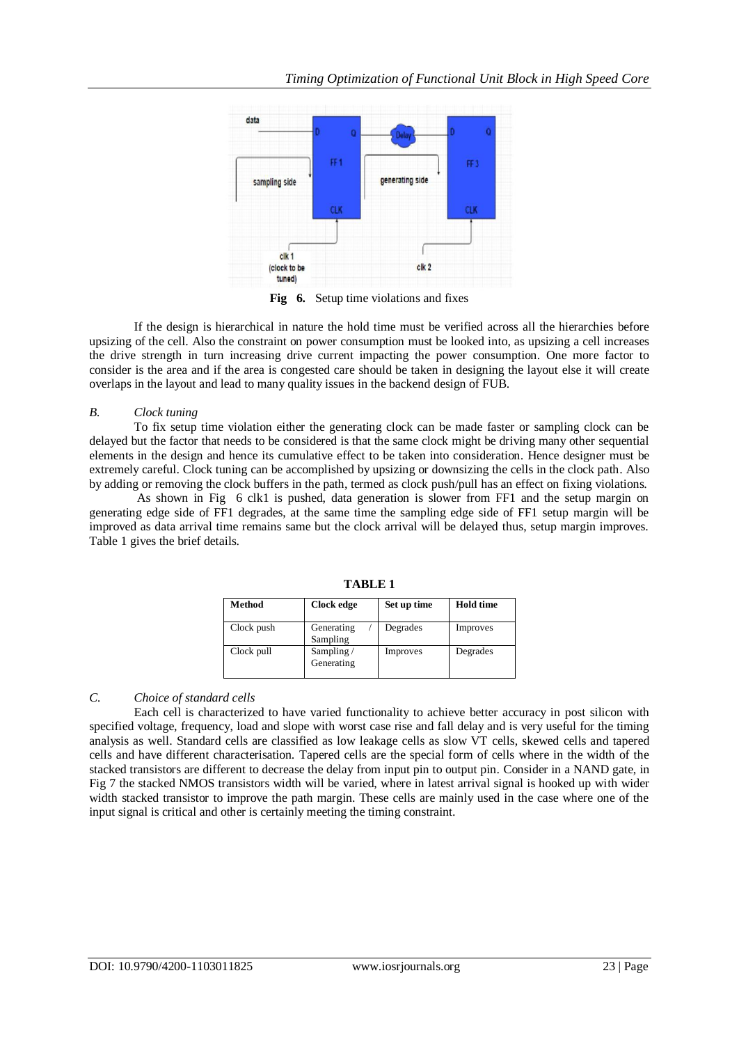**Fig 6.** Setup time violations and fixes

If the design is hierarchical in nature the hold time must be verified across all the hierarchies before upsizing of the cell. Also the constraint on power consumption must be looked into, as upsizing a cell increases the drive strength in turn increasing drive current impacting the power consumption. One more factor to consider is the area and if the area is congested care should be taken in designing the layout else it will create overlaps in the layout and lead to many quality issues in the backend design of FUB.

### *B. Clock tuning*

To fix setup time violation either the generating clock can be made faster or sampling clock can be delayed but the factor that needs to be considered is that the same clock might be driving many other sequential elements in the design and hence its cumulative effect to be taken into consideration. Hence designer must be extremely careful. Clock tuning can be accomplished by upsizing or downsizing the cells in the clock path. Also by adding or removing the clock buffers in the path, termed as clock push/pull has an effect on fixing violations.

As shown in Fig 6 clk1 is pushed, data generation is slower from FF1 and the setup margin on generating edge side of FF1 degrades, at the same time the sampling edge side of FF1 setup margin will be improved as data arrival time remains same but the clock arrival will be delayed thus, setup margin improves. Table 1 gives the brief details.

**TABLE 1**

| Method | Clock edge | Set up time | Hold time |
|---|---|---|---|
| Clock push | Generating / Sampling | Degrades | Improves |
| Clock pull | Sampling / Generating | Improves | Degrades |

### *C. Choice of standard cells*

Each cell is characterized to have varied functionality to achieve better accuracy in post silicon with specified voltage, frequency, load and slope with worst case rise and fall delay and is very useful for the timing analysis as well. Standard cells are classified as low leakage cells as slow VT cells, skewed cells and tapered cells and have different characterisation. Tapered cells are the special form of cells where in the width of the stacked transistors are different to decrease the delay from input pin to output pin. Consider in a NAND gate, in Fig 7 the stacked NMOS transistors width will be varied, where in latest arrival signal is hooked up with wider width stacked transistor to improve the path margin. These cells are mainly used in the case where one of the input signal is critical and other is certainly meeting the timing constraint.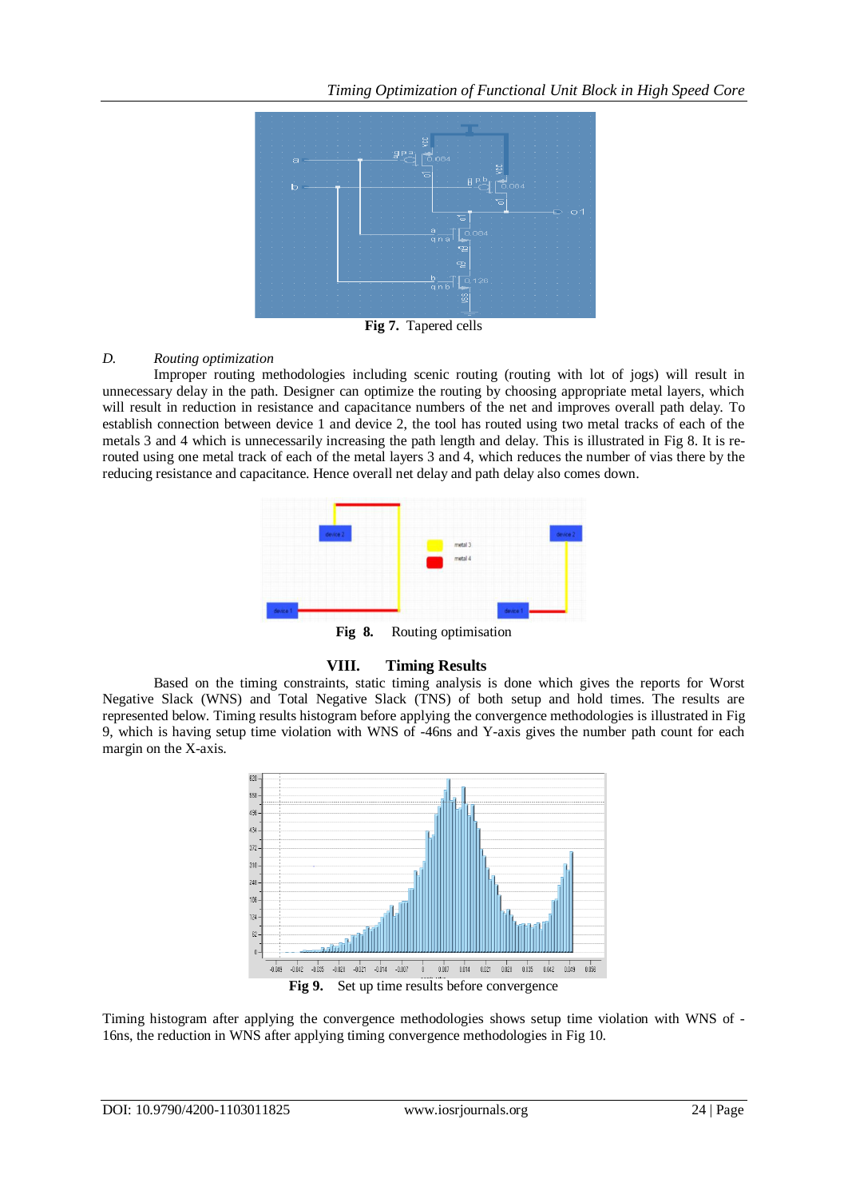Fig 7. Tapered cells

*D. Routing optimization*

Improper routing methodologies including scenic routing (routing with lot of jogs) will result in unnecessary delay in the path. Designer can optimize the routing by choosing appropriate metal layers, which will result in reduction in resistance and capacitance numbers of the net and improves overall path delay. To establish connection between device 1 and device 2, the tool has routed using two metal tracks of each of the metals 3 and 4 which is unnecessarily increasing the path length and delay. This is illustrated in Fig 8. It is re-routed using one metal track of each of the metal layers 3 and 4, which reduces the number of vias there by the reducing resistance and capacitance. Hence overall net delay and path delay also comes down.

**Fig 8.** Routing optimisation

## VIII. Timing Results

Based on the timing constraints, static timing analysis is done which gives the reports for Worst Negative Slack (WNS) and Total Negative Slack (TNS) of both setup and hold times. The results are represented below. Timing results histogram before applying the convergence methodologies is illustrated in Fig 9, which is having setup time violation with WNS of -46ns and Y-axis gives the number path count for each margin on the X-axis.

**Fig 9.** Set up time results before convergence

Timing histogram after applying the convergence methodologies shows setup time violation with WNS of -16ns, the reduction in WNS after applying timing convergence methodologies in Fig 10.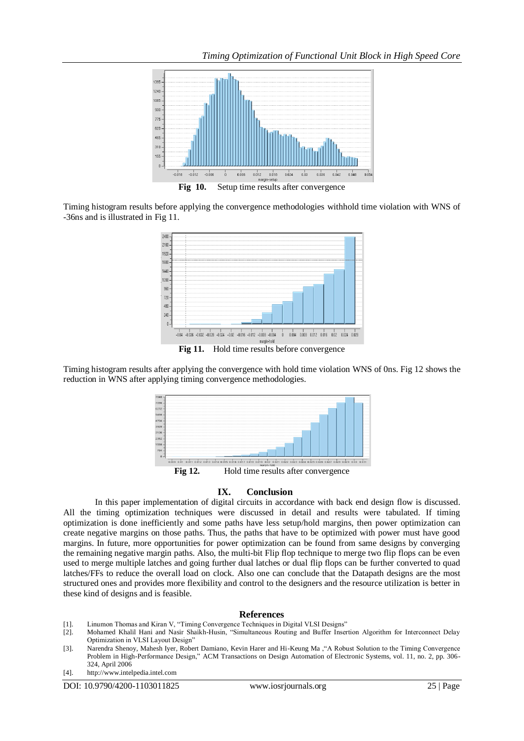1395
1240
1085
930
775
620
465
310
155
0

-0.018 -0.012 -0.006 0 0.006 0.012 0.018 0.024 0.03 0.036 0.042 0.048 0.054

margin-setup

**Fig 10.** Setup time results after convergence

Timing histogram results before applying the convergence methodologies withhold time violation with WNS of -36ns and is illustrated in Fig 11.

2400
2160
1920
1680
1440
1200
960
720
480
240
0

-0.04 -0.036 -0.032 -0.028 -0.024 -0.02 -0.016 -0.012 -0.008 -0.004 0 0.004 0.008 0.012 0.016 0.02 0.024 0.028

margin-hold

**Fig 11.** Hold time results before convergence

Timing histogram results after applying the convergence with hold time violation WNS of 0ns. Fig 12 shows the reduction in WNS after applying timing convergence methodologies.

7840
7056
6272
5488
4704
3920
3136
2352
1568
784
0

margin-hold

**Fig 12.** Hold time results after convergence

## IX. Conclusion

In this paper implementation of digital circuits in accordance with back end design flow is discussed. All the timing optimization techniques were discussed in detail and results were tabulated. If timing optimization is done inefficiently and some paths have less setup/hold margins, then power optimization can create negative margins on those paths. Thus, the paths that have to be optimized with power must have good margins. In future, more opportunities for power optimization can be found from same designs by converging the remaining negative margin paths. Also, the multi-bit Flip flop technique to merge two flip flops can be even used to merge multiple latches and going further dual latches or dual flip flops can be further converted to quad latches/FFs to reduce the overall load on clock. Also one can conclude that the Datapath designs are the most structured ones and provides more flexibility and control to the designers and the resource utilization is better in these kind of designs and is feasible.

## References

[1]. Linumon Thomas and Kiran V, "Timing Convergence Techniques in Digital VLSI Designs"

[2]. Mohamed Khalil Hani and Nasir Shaikh-Husin, "Simultaneous Routing and Buffer Insertion Algorithm for Interconnect Delay Optimization in VLSI Layout Design"

[3]. Narendra Shenoy, Mahesh Iyer, Robert Damiano, Kevin Harer and Hi-Keung Ma ,"A Robust Solution to the Timing Convergence Problem in High-Performance Design," ACM Transactions on Design Automation of Electronic Systems, vol. 11, no. 2, pp. 306-324, April 2006

[4]. http://www.intelpedia.intel.com